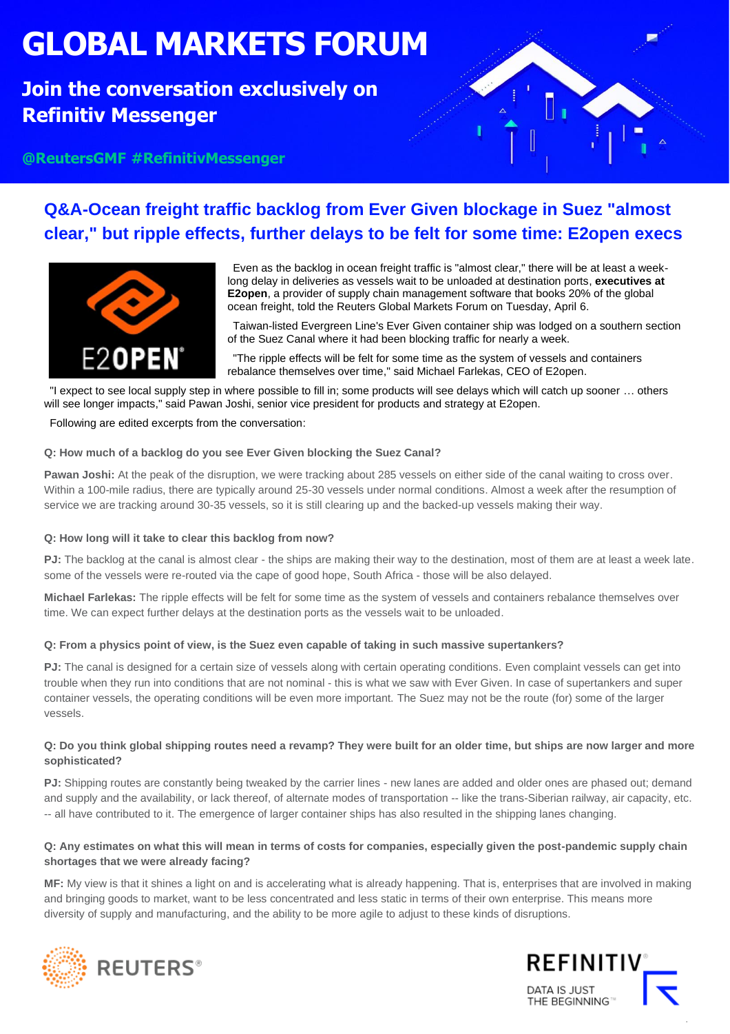# GLOBAL MARKETS FORUM

**Join the conversation exclusively on Refinitiv Messenger**

@ReutersGMF #RefinitivMessenger

## Q&A-Ocean freight traffic backlog from Ever Given blockage in Suez "almost clear," but ripple effects, further delays to be felt for some time: E2open execs

Even as the backlog in ocean freight traffic is "almost clear," there will be at least a week-long delay in deliveries as vessels wait to be unloaded at destination ports, **executives at E2open**, a provider of supply chain management software that books 20% of the global ocean freight, told the Reuters Global Markets Forum on Tuesday, April 6.

Taiwan-listed Evergreen Line's Ever Given container ship was lodged on a southern section of the Suez Canal where it had been blocking traffic for nearly a week.

"The ripple effects will be felt for some time as the system of vessels and containers rebalance themselves over time," said Michael Farlekas, CEO of E2open.

"I expect to see local supply step in where possible to fill in; some products will see delays which will catch up sooner … others will see longer impacts," said Pawan Joshi, senior vice president for products and strategy at E2open.

Following are edited excerpts from the conversation:

**Q: How much of a backlog do you see Ever Given blocking the Suez Canal?**

**Pawan Joshi:** At the peak of the disruption, we were tracking about 285 vessels on either side of the canal waiting to cross over. Within a 100-mile radius, there are typically around 25-30 vessels under normal conditions. Almost a week after the resumption of service we are tracking around 30-35 vessels, so it is still clearing up and the backed-up vessels making their way.

**Q: How long will it take to clear this backlog from now?**

**PJ:** The backlog at the canal is almost clear - the ships are making their way to the destination, most of them are at least a week late. some of the vessels were re-routed via the cape of good hope, South Africa - those will be also delayed.

**Michael Farlekas:** The ripple effects will be felt for some time as the system of vessels and containers rebalance themselves over time. We can expect further delays at the destination ports as the vessels wait to be unloaded.

**Q: From a physics point of view, is the Suez even capable of taking in such massive supertankers?**

**PJ:** The canal is designed for a certain size of vessels along with certain operating conditions. Even complaint vessels can get into trouble when they run into conditions that are not nominal - this is what we saw with Ever Given. In case of supertankers and super container vessels, the operating conditions will be even more important. The Suez may not be the route (for) some of the larger vessels.

**Q: Do you think global shipping routes need a revamp? They were built for an older time, but ships are now larger and more sophisticated?**

**PJ:** Shipping routes are constantly being tweaked by the carrier lines - new lanes are added and older ones are phased out; demand and supply and the availability, or lack thereof, of alternate modes of transportation -- like the trans-Siberian railway, air capacity, etc. -- all have contributed to it. The emergence of larger container ships has also resulted in the shipping lanes changing.

**Q: Any estimates on what this will mean in terms of costs for companies, especially given the post-pandemic supply chain shortages that we were already facing?**

**MF:** My view is that it shines a light on and is accelerating what is already happening. That is, enterprises that are involved in making and bringing goods to market, want to be less concentrated and less static in terms of their own enterprise. This means more diversity of supply and manufacturing, and the ability to be more agile to adjust to these kinds of disruptions.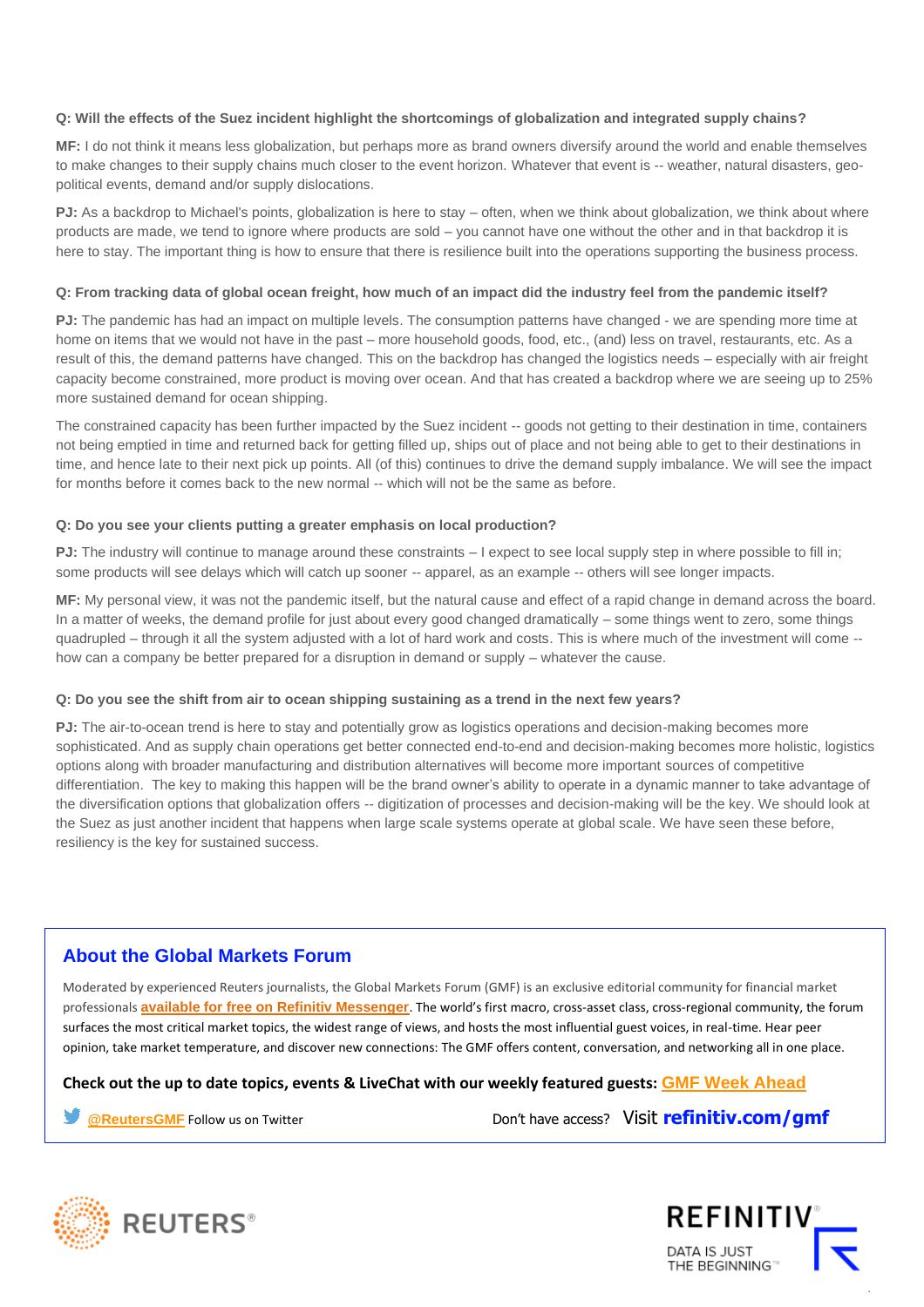**Q: Will the effects of the Suez incident highlight the shortcomings of globalization and integrated supply chains?**

**MF:** I do not think it means less globalization, but perhaps more as brand owners diversify around the world and enable themselves to make changes to their supply chains much closer to the event horizon. Whatever that event is -- weather, natural disasters, geo-political events, demand and/or supply dislocations.

**PJ:** As a backdrop to Michael's points, globalization is here to stay – often, when we think about globalization, we think about where products are made, we tend to ignore where products are sold – you cannot have one without the other and in that backdrop it is here to stay. The important thing is how to ensure that there is resilience built into the operations supporting the business process.

**Q: From tracking data of global ocean freight, how much of an impact did the industry feel from the pandemic itself?**

**PJ:** The pandemic has had an impact on multiple levels. The consumption patterns have changed - we are spending more time at home on items that we would not have in the past – more household goods, food, etc., (and) less on travel, restaurants, etc. As a result of this, the demand patterns have changed. This on the backdrop has changed the logistics needs – especially with air freight capacity become constrained, more product is moving over ocean. And that has created a backdrop where we are seeing up to 25% more sustained demand for ocean shipping.

The constrained capacity has been further impacted by the Suez incident -- goods not getting to their destination in time, containers not being emptied in time and returned back for getting filled up, ships out of place and not being able to get to their destinations in time, and hence late to their next pick up points. All (of this) continues to drive the demand supply imbalance. We will see the impact for months before it comes back to the new normal -- which will not be the same as before.

**Q: Do you see your clients putting a greater emphasis on local production?**

**PJ:** The industry will continue to manage around these constraints – I expect to see local supply step in where possible to fill in; some products will see delays which will catch up sooner -- apparel, as an example -- others will see longer impacts.

**MF:** My personal view, it was not the pandemic itself, but the natural cause and effect of a rapid change in demand across the board. In a matter of weeks, the demand profile for just about every good changed dramatically – some things went to zero, some things quadrupled – through it all the system adjusted with a lot of hard work and costs. This is where much of the investment will come -- how can a company be better prepared for a disruption in demand or supply – whatever the cause.

**Q: Do you see the shift from air to ocean shipping sustaining as a trend in the next few years?**

**PJ:** The air-to-ocean trend is here to stay and potentially grow as logistics operations and decision-making becomes more sophisticated. And as supply chain operations get better connected end-to-end and decision-making becomes more holistic, logistics options along with broader manufacturing and distribution alternatives will become more important sources of competitive differentiation. The key to making this happen will be the brand owner's ability to operate in a dynamic manner to take advantage of the diversification options that globalization offers -- digitization of processes and decision-making will be the key. We should look at the Suez as just another incident that happens when large scale systems operate at global scale. We have seen these before, resiliency is the key for sustained success.

## About the Global Markets Forum

Moderated by experienced Reuters journalists, the Global Markets Forum (GMF) is an exclusive editorial community for financial market professionals **available for free on Refinitiv Messenger**. The world's first macro, cross-asset class, cross-regional community, the forum surfaces the most critical market topics, the widest range of views, and hosts the most influential guest voices, in real-time. Hear peer opinion, take market temperature, and discover new connections: The GMF offers content, conversation, and networking all in one place.

**Check out the up to date topics, events & LiveChat with our weekly featured guests: GMF Week Ahead**

@ReutersGMF Follow us on Twitter

Don't have access? Visit **refinitiv.com/gmf**

REUTERS®

REFINITIV
DATA IS JUST THE BEGINNING™